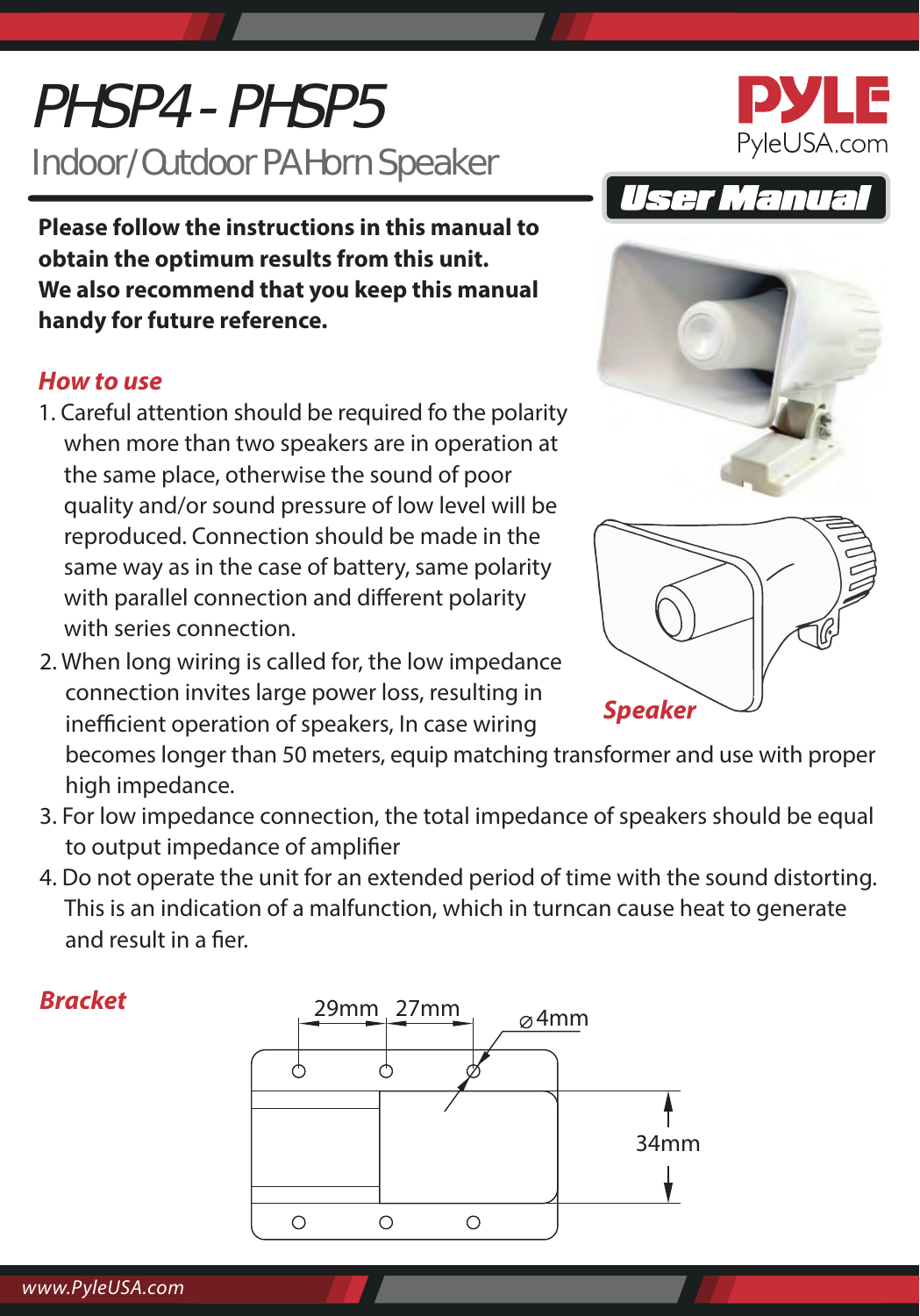# PHSP4 - PHSP5

## Indoor/Outdoor PA Horn Speaker

PYLE
PyleUSA.com

**User Manual**

**Please follow the instructions in this manual to obtain the optimum results from this unit. We also recommend that you keep this manual handy for future reference.**

### *How to use*

1. Careful attention should be required fo the polarity when more than two speakers are in operation at the same place, otherwise the sound of poor quality and/or sound pressure of low level will be reproduced. Connection should be made in the same way as in the case of battery, same polarity with parallel connection and different polarity with series connection.
2. When long wiring is called for, the low impedance connection invites large power loss, resulting in inefficient operation of speakers, In case wiring becomes longer than 50 meters, equip matching transformer and use with proper high impedance.
3. For low impedance connection, the total impedance of speakers should be equal to output impedance of amplifier
4. Do not operate the unit for an extended period of time with the sound distorting. This is an indication of a malfunction, which in turncan cause heat to generate and result in a fier.

*Speaker*

### *Bracket*

29mm 27mm
⌀4mm
34mm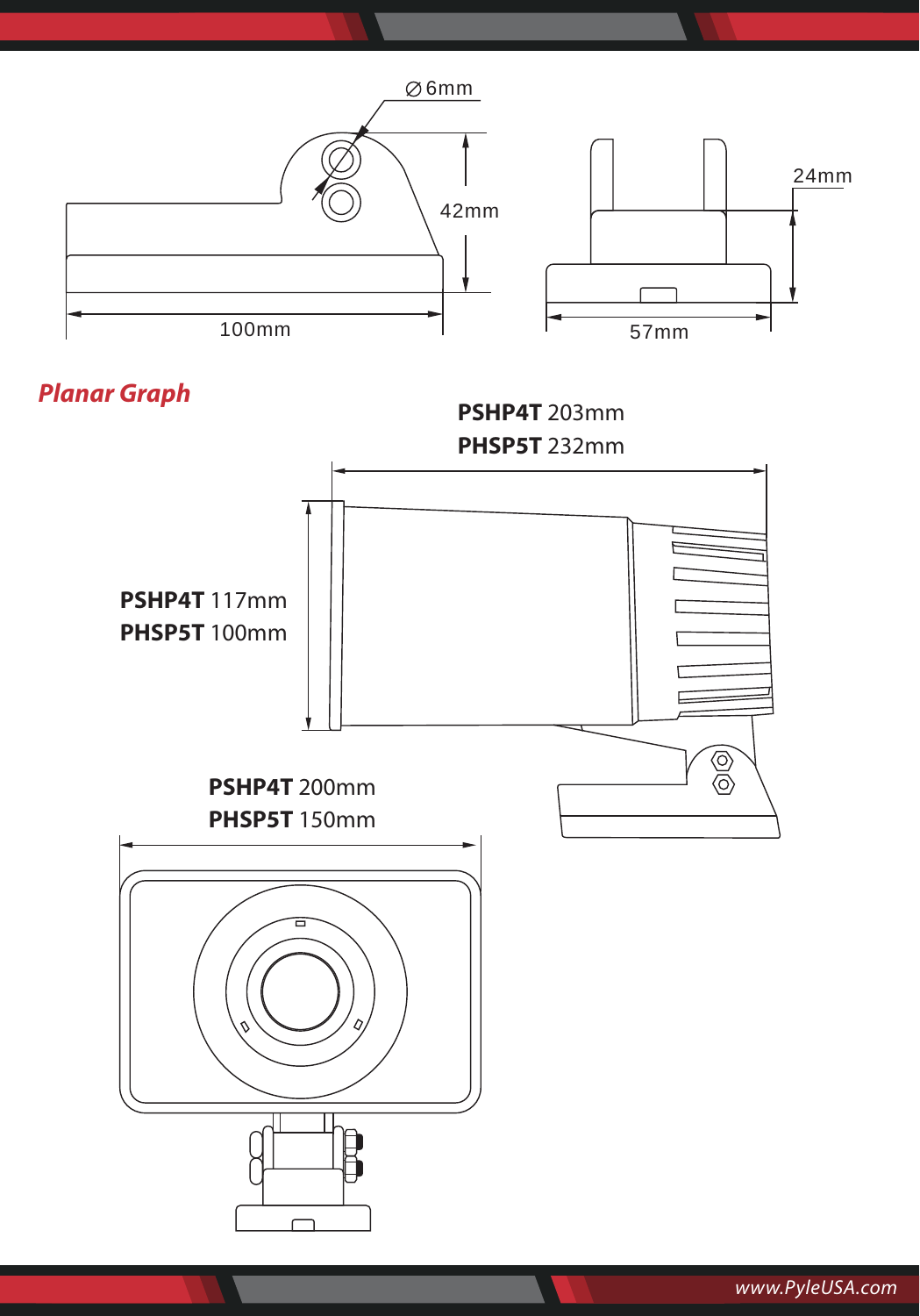∅6mm

42mm

100mm

24mm

57mm

## *Planar Graph*

**PSHP4T** 203mm

**PHSP5T** 232mm

**PSHP4T** 117mm

**PHSP5T** 100mm

**PSHP4T** 200mm

**PHSP5T** 150mm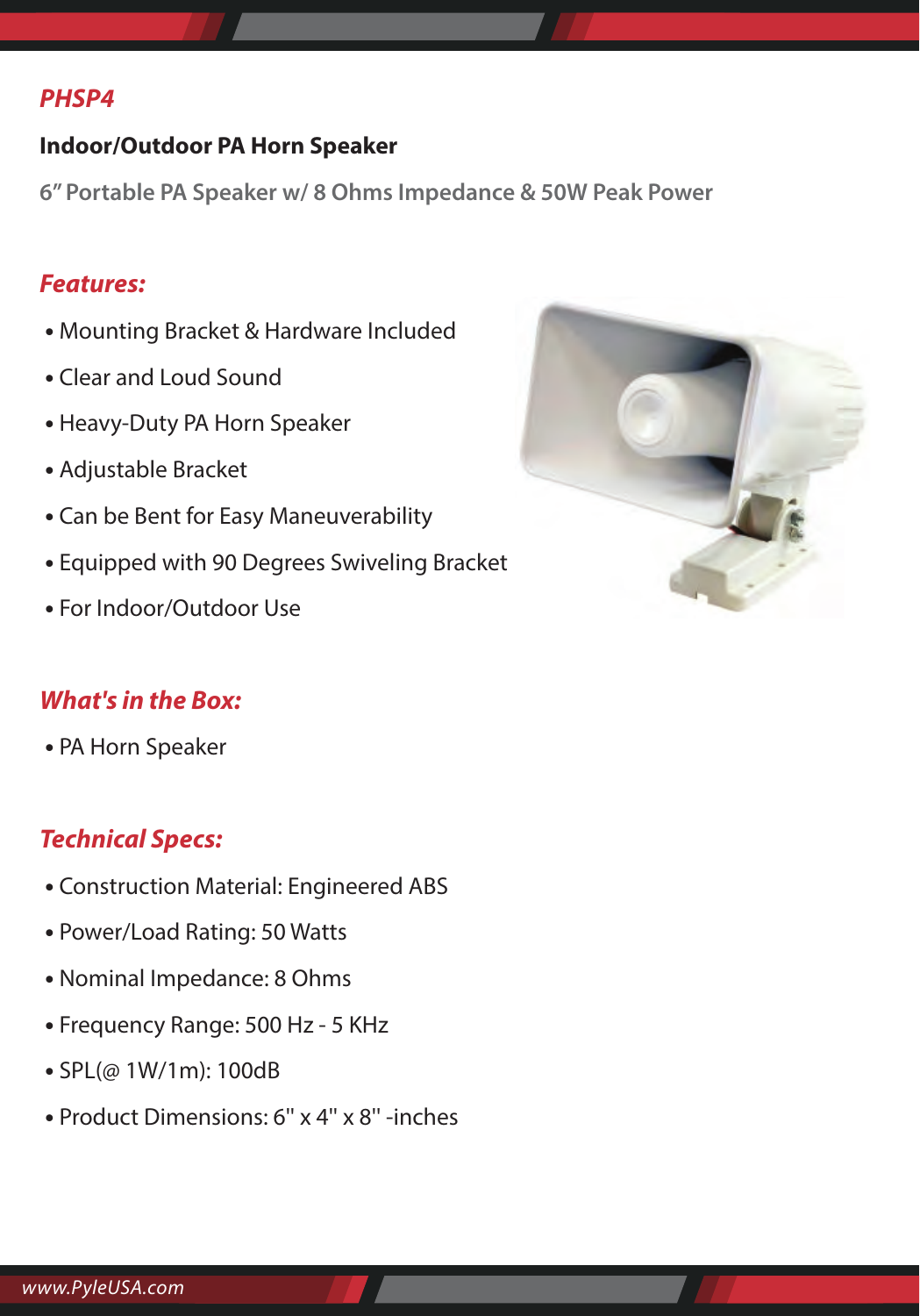# *PHSP4*

## Indoor/Outdoor PA Horn Speaker

**6" Portable PA Speaker w/ 8 Ohms Impedance & 50W Peak Power**

### *Features:*

- Mounting Bracket & Hardware Included
- Clear and Loud Sound
- Heavy-Duty PA Horn Speaker
- Adjustable Bracket
- Can be Bent for Easy Maneuverability
- Equipped with 90 Degrees Swiveling Bracket
- For Indoor/Outdoor Use

### *What's in the Box:*

- PA Horn Speaker

### *Technical Specs:*

- Construction Material: Engineered ABS
- Power/Load Rating: 50 Watts
- Nominal Impedance: 8 Ohms
- Frequency Range: 500 Hz - 5 KHz
- SPL(@ 1W/1m): 100dB
- Product Dimensions: 6" x 4" x 8" -inches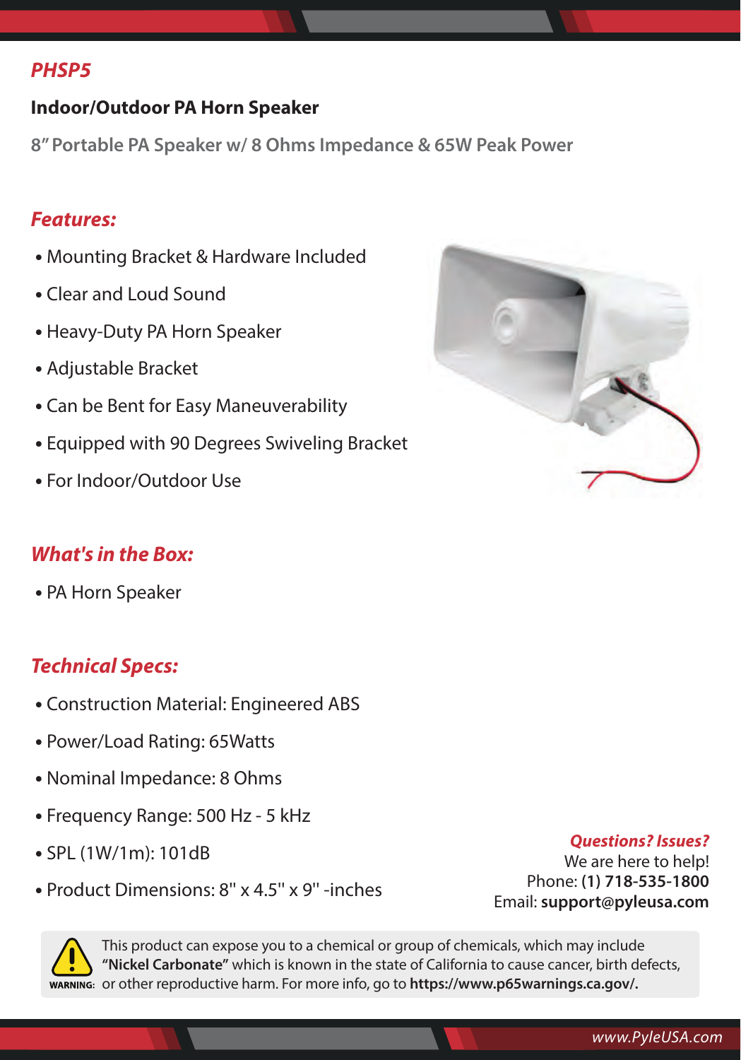## *PHSP5*

### Indoor/Outdoor PA Horn Speaker

8" Portable PA Speaker w/ 8 Ohms Impedance & 65W Peak Power

### *Features:*

- Mounting Bracket & Hardware Included
- Clear and Loud Sound
- Heavy-Duty PA Horn Speaker
- Adjustable Bracket
- Can be Bent for Easy Maneuverability
- Equipped with 90 Degrees Swiveling Bracket
- For Indoor/Outdoor Use

### *What's in the Box:*

- PA Horn Speaker

### *Technical Specs:*

- Construction Material: Engineered ABS
- Power/Load Rating: 65Watts
- Nominal Impedance: 8 Ohms
- Frequency Range: 500 Hz - 5 kHz
- SPL (1W/1m): 101dB
- Product Dimensions: 8" x 4.5" x 9" -inches

***Questions? Issues?***
We are here to help!
Phone: **(1) 718-535-1800**
Email: **support@pyleusa.com**

WARNING: This product can expose you to a chemical or group of chemicals, which may include **"Nickel Carbonate"** which is known in the state of California to cause cancer, birth defects, or other reproductive harm. For more info, go to **https://www.p65warnings.ca.gov/.**

*www.PyleUSA.com*